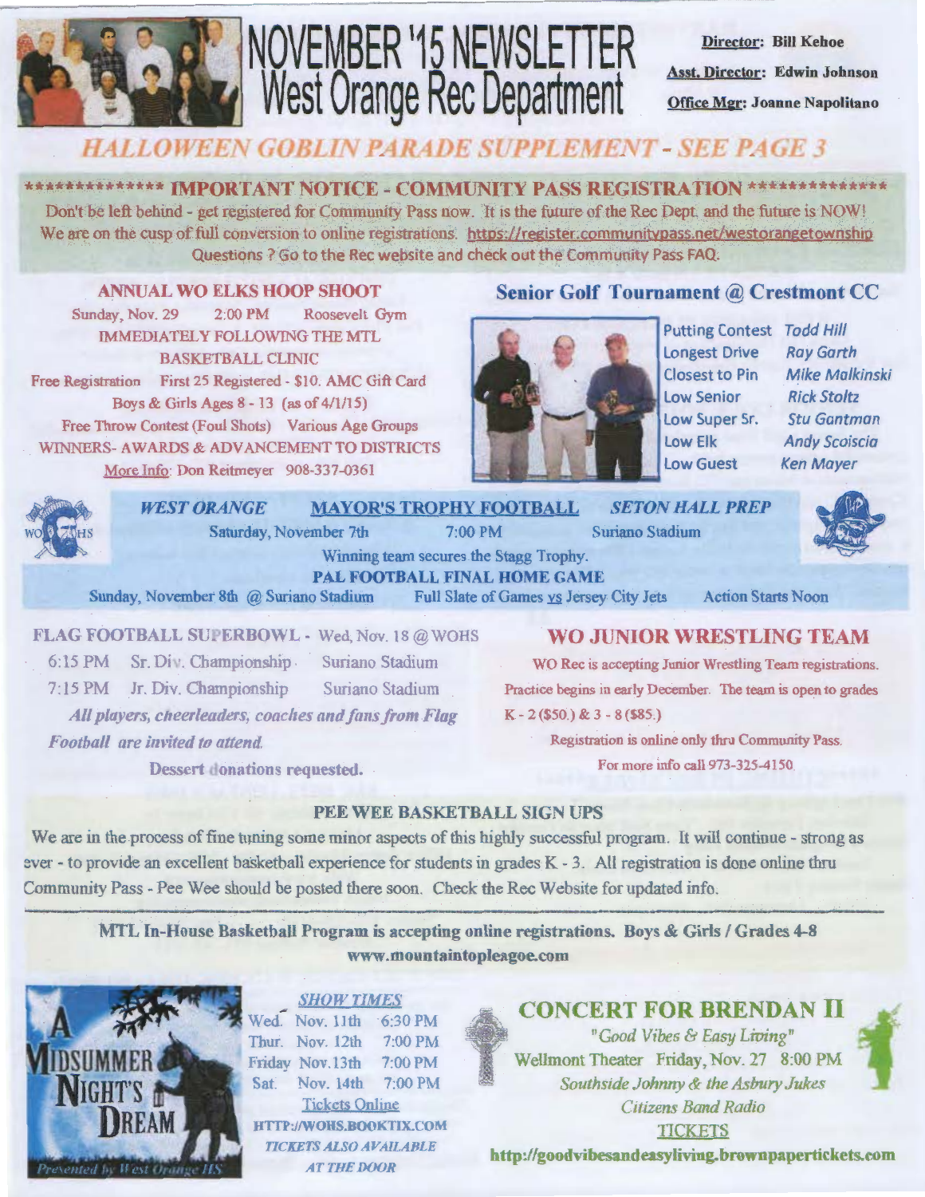# NOVEMBER '15 NEWSLETTER West Orange Rec Department

**Director:** Bill Kehoe

**Asst. Director:** Edwin Johnson

**Office Mgr:** Joanne Napolitano

## *HALLOWEEN GOBLIN PARADE SUPPLEMENT - SEE PAGE 3*

**************** IMPORTANT NOTICE - COMMUNITY PASS REGISTRATION ****************

Don't be left behind - get registered for Community Pass now. It is the future of the Rec Dept. and the future is NOW! We are on the cusp of full conversion to online registrations. https://register.communitypass.net/westorangetownship Questions ? Go to the Rec website and check out the Community Pass FAQ.

### ANNUAL WO ELKS HOOP SHOOT

Sunday, Nov. 29 2:00 PM Roosevelt Gym

IMMEDIATELY FOLLOWING THE MTL BASKETBALL CLINIC

Free Registration First 25 Registered - $10. AMC Gift Card

Boys & Girls Ages 8 - 13 (as of 4/1/15)

Free Throw Contest (Foul Shots) Various Age Groups

WINNERS- AWARDS & ADVANCEMENT TO DISTRICTS

More Info: Don Reitmeyer 908-337-0361

### Senior Golf Tournament @ Crestmont CC

| | |
|---|---|
| Putting Contest | *Todd Hill* |
| Longest Drive | *Ray Garth* |
| Closest to Pin | *Mike Malkinski* |
| Low Senior | *Rick Stoltz* |
| Low Super Sr. | *Stu Gantman* |
| Low Elk | *Andy Scoiscia* |
| Low Guest | *Ken Mayer* |

### *WEST ORANGE* MAYOR'S TROPHY FOOTBALL *SETON HALL PREP*

Saturday, November 7th 7:00 PM Suriano Stadium

Winning team secures the Stagg Trophy.

**PAL FOOTBALL FINAL HOME GAME**

Sunday, November 8th @ Suriano Stadium Full Slate of Games vs Jersey City Jets Action Starts Noon

### FLAG FOOTBALL SUPERBOWL - Wed, Nov. 18 @ WOHS

6:15 PM Sr. Div. Championship Suriano Stadium

7:15 PM Jr. Div. Championship Suriano Stadium

*All players, cheerleaders, coaches and fans from Flag Football are invited to attend.*

**Dessert donations requested.**

### WO JUNIOR WRESTLING TEAM

WO Rec is accepting Junior Wrestling Team registrations. Practice begins in early December. The team is open to grades K - 2 ($50.) & 3 - 8 ($85.)

Registration is online only thru Community Pass.

For more info call 973-325-4150.

### PEE WEE BASKETBALL SIGN UPS

We are in the process of fine tuning some minor aspects of this highly successful program. It will continue - strong as ever - to provide an excellent basketball experience for students in grades K - 3. All registration is done online thru Community Pass - Pee Wee should be posted there soon. Check the Rec Website for updated info.

---

**MTL In-House Basketball Program is accepting online registrations. Boys & Girls / Grades 4-8**
**www.mountaintopleagoe.com**

### A MIDSUMMER NIGHT'S DREAM

Presented by West Orange HS

*SHOW TIMES*

Wed. Nov. 11th 6:30 PM

Thur. Nov. 12th 7:00 PM

Friday Nov. 13th 7:00 PM

Sat. Nov. 14th 7:00 PM

Tickets Online

HTTP://WOHS.BOOKTIX.COM

*TICKETS ALSO AVAILABLE AT THE DOOR*

### CONCERT FOR BRENDAN II

*"Good Vibes & Easy Living"*

Wellmont Theater Friday, Nov. 27 8:00 PM

*Southside Johnny & the Asbury Jukes*

*Citizens Band Radio*

TICKETS

**http://goodvibesandeasyliving.brownpapertickets.com**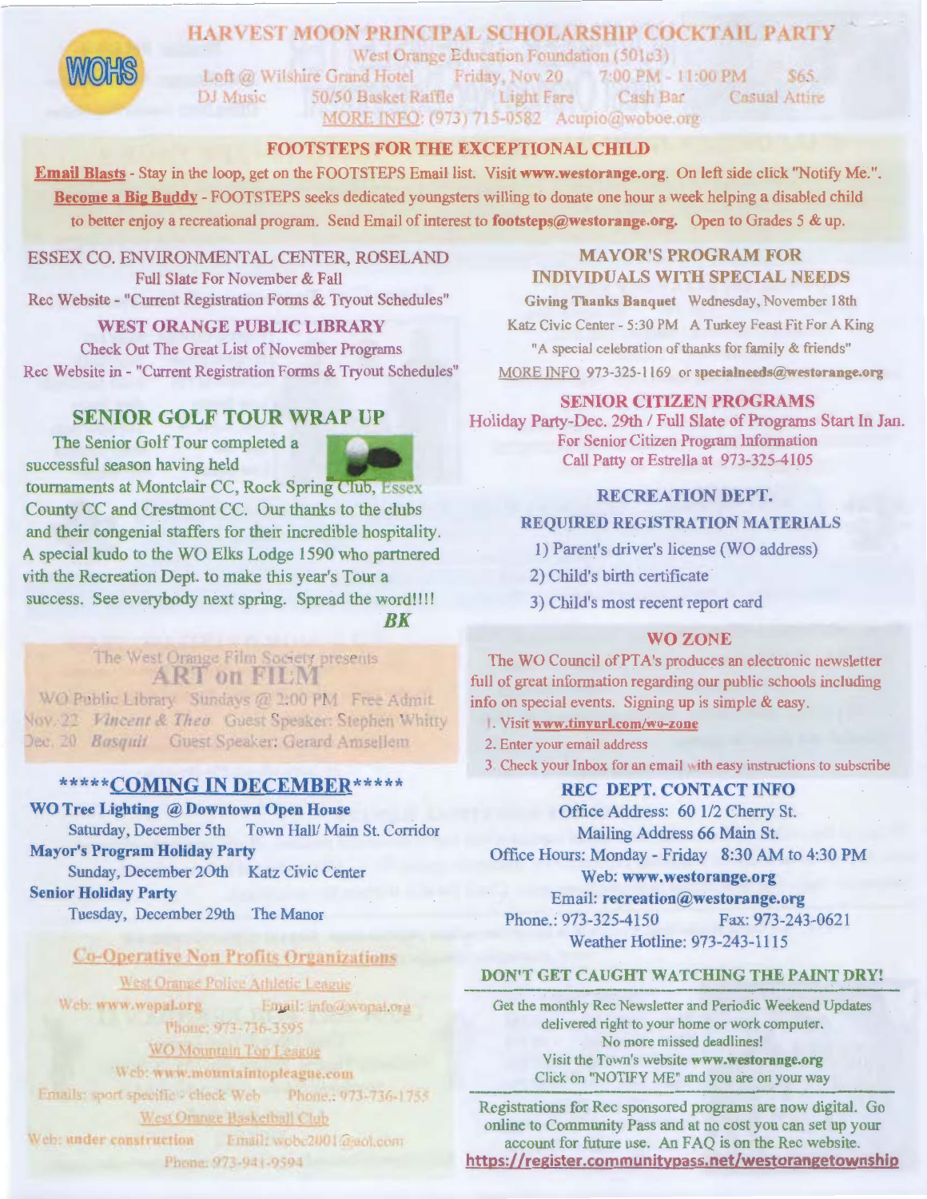## HARVEST MOON PRINCIPAL SCHOLARSHIP COCKTAIL PARTY

WOHS

West Orange Education Foundation (501c3)

Loft @ Wilshire Grand Hotel  Friday, Nov 20  7:00 PM - 11:00 PM  $65

DJ Music  50/50 Basket Raffle  Light Fare  Cash Bar  Casual Attire

MORE INFO: (973) 715-0582  Acupio@woboe.org

## FOOTSTEPS FOR THE EXCEPTIONAL CHILD

**Email Blasts** - Stay in the loop, get on the FOOTSTEPS Email list. Visit **www.westorange.org**. On left side click "Notify Me.".

**Become a Big Buddy** - FOOTSTEPS seeks dedicated youngsters willing to donate one hour a week helping a disabled child to better enjoy a recreational program. Send Email of interest to **footsteps@westorange.org.** Open to Grades 5 & up.

## ESSEX CO. ENVIRONMENTAL CENTER, ROSELAND

Full Slate For November & Fall

Rec Website - "Current Registration Forms & Tryout Schedules"

## WEST ORANGE PUBLIC LIBRARY

Check Out The Great List of November Programs

Rec Website in - "Current Registration Forms & Tryout Schedules"

## SENIOR GOLF TOUR WRAP UP

The Senior Golf Tour completed a successful season having held tournaments at Montclair CC, Rock Spring Club, Essex County CC and Crestmont CC. Our thanks to the clubs and their congenial staffers for their incredible hospitality. A special kudo to the WO Elks Lodge 1590 who partnered with the Recreation Dept. to make this year's Tour a success. See everybody next spring. Spread the word!!!!

***BK***

The West Orange Film Society presents

## ART on FILM

WO Public Library  Sundays @ 2:00 PM  Free Admit.

Nov. 22  *Vincent & Theo*  Guest Speaker: Stephen Whitty

Dec. 20  *Basquit*  Guest Speaker: Gerard Amsellem

## *****COMING IN DECEMBER*****

**WO Tree Lighting @ Downtown Open House**

Saturday, December 5th  Town Hall/ Main St. Corridor

**Mayor's Program Holiday Party**

Sunday, December 20th  Katz Civic Center

**Senior Holiday Party**

Tuesday, December 29th  The Manor

## Co-Operative Non Profits Organizations

West Orange Police Athletic League

Web: **www.wopal.org**  Email: info@wopal.org

Phone: 973-736-3595

WO Mountain Top League

Web: **www.mountaintopleague.com**

Emails: sport specific - check Web  Phone.: 973-736-1755

West Orange Basketball Club

Web: **under construction**  Email: wobc2001@aol.com

Phone: 973-941-9594

## MAYOR'S PROGRAM FOR INDIVIDUALS WITH SPECIAL NEEDS

**Giving Thanks Banquet**  Wednesday, November 18th

Katz Civic Center - 5:30 PM  A Turkey Feast Fit For A King

"A special celebration of thanks for family & friends"

MORE INFO 973-325-1169 or **specialneeds@westorange.org**

## SENIOR CITIZEN PROGRAMS

Holiday Party-Dec. 29th / Full Slate of Programs Start In Jan.

For Senior Citizen Program Information

Call Patty or Estrella at 973-325-4105

## RECREATION DEPT.
## REQUIRED REGISTRATION MATERIALS

1) Parent's driver's license (WO address)
2) Child's birth certificate
3) Child's most recent report card

## WO ZONE

The WO Council of PTA's produces an electronic newsletter full of great information regarding our public schools including info on special events. Signing up is simple & easy.

1. Visit **www.tinyurl.com/wo-zone**
2. Enter your email address
3. Check your Inbox for an email with easy instructions to subscribe

## REC DEPT. CONTACT INFO

Office Address: 60 1/2 Cherry St.

Mailing Address 66 Main St.

Office Hours: Monday - Friday  8:30 AM to 4:30 PM

Web: **www.westorange.org**

Email: **recreation@westorange.org**

Phone.: 973-325-4150  Fax: 973-243-0621

Weather Hotline: 973-243-1115

## DON'T GET CAUGHT WATCHING THE PAINT DRY!

Get the monthly Rec Newsletter and Periodic Weekend Updates delivered right to your home or work computer.

No more missed deadlines!

Visit the Town's website **www.westorange.org**

Click on "NOTIFY ME" and you are on your way

Registrations for Rec sponsored programs are now digital. Go online to Community Pass and at no cost you can set up your account for future use. An FAQ is on the Rec website.

**https://register.communitypass.net/westorangetownship**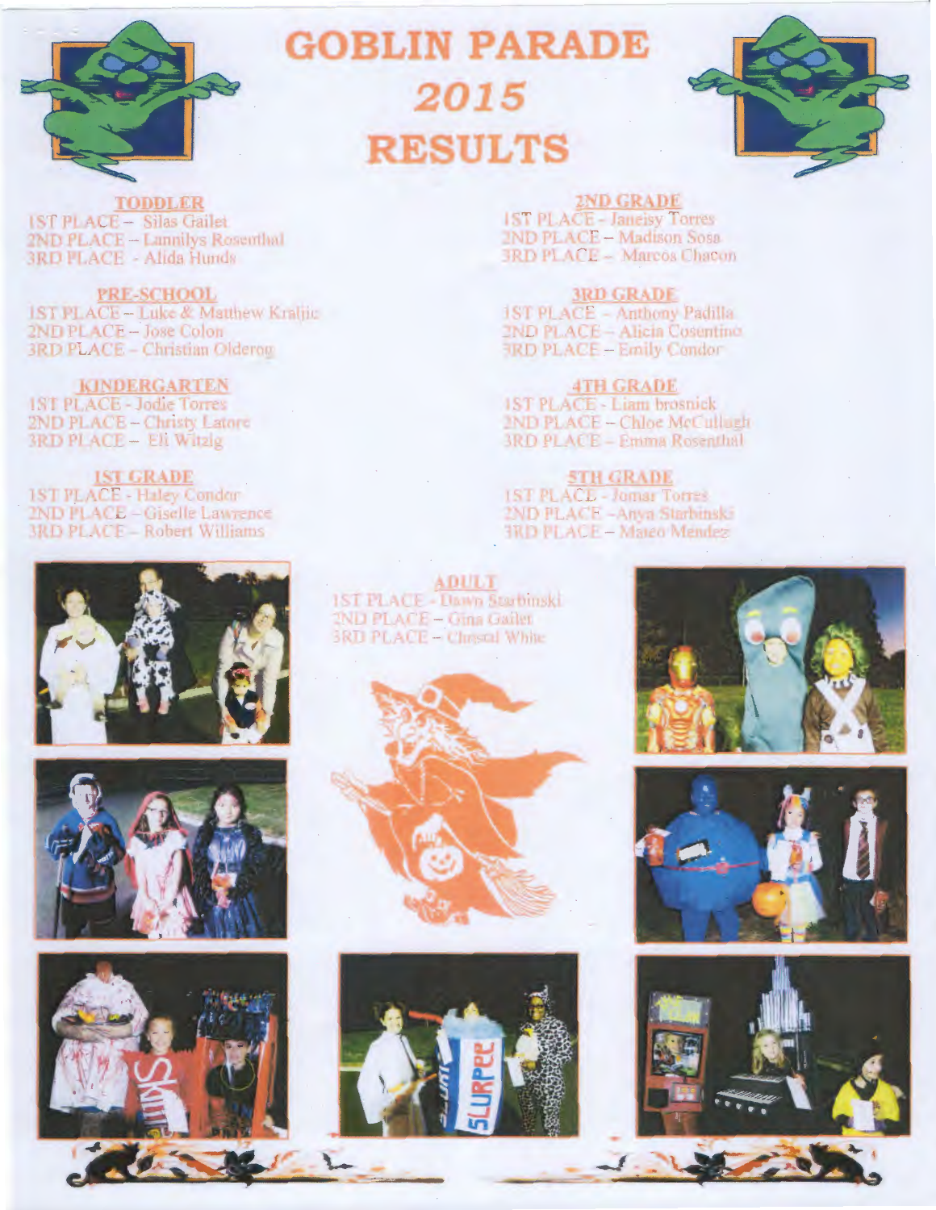# GOBLIN PARADE
# *2015*
# RESULTS

### TODDLER
1ST PLACE – Silas Gailet
2ND PLACE – Lannilys Rosenthal
3RD PLACE – Alida Hunds

### PRE-SCHOOL
1ST PLACE – Luke & Matthew Kraljic
2ND PLACE – Jose Colon
3RD PLACE – Christian Olderog

### KINDERGARTEN
1ST PLACE - Jodie Torres
2ND PLACE – Christy Latore
3RD PLACE – Eli Witzig

### 1ST GRADE
1ST PLACE - Haley Condor
2ND PLACE – Giselle Lawrence
3RD PLACE – Robert Williams

### 2ND GRADE
1ST PLACE - Janeisy Torres
2ND PLACE – Madison Sosa
3RD PLACE – Marcos Chacon

### 3RD GRADE
1ST PLACE – Anthony Padilla
2ND PLACE – Alicia Cosentino
3RD PLACE – Emily Condor

### 4TH GRADE
1ST PLACE - Liam brosnick
2ND PLACE – Chloe McCullagh
3RD PLACE – Emma Rosenthal

### 5TH GRADE
1ST PLACE - Jomar Torres
2ND PLACE -Anya Starbinski
3RD PLACE – Mateo Mendez

### ADULT
1ST PLACE - Dawn Starbinski
2ND PLACE – Gina Gailet
3RD PLACE – Chrystal White